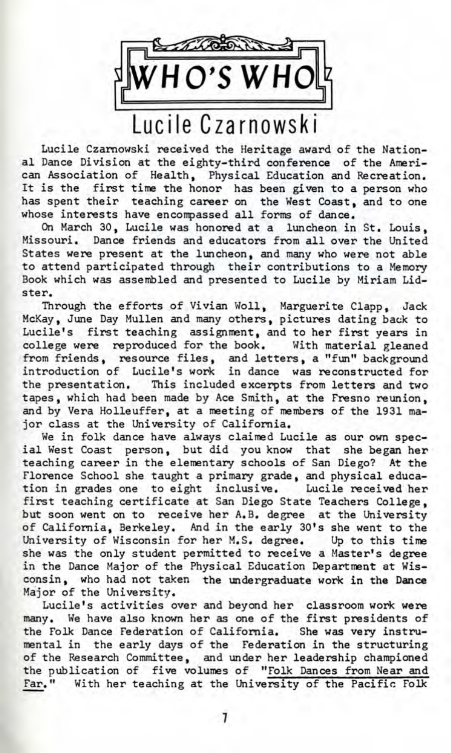# WHO'S WHO

## Lucile Czarnowski

Lucile Czarnowski received the Heritage award of the National Dance Division at the eighty-third conference of the American Association of Health, Physical Education and Recreation. It is the first time the honor has been given to a person who has spent their teaching career on the West Coast, and to one whose interests have encompassed all forms of dance.

On March 30, Lucile was honored at a luncheon in St. Louis, Missouri. Dance friends and educators from all over the United States were present at the luncheon, and many who were not able to attend participated through their contributions to a Memory Book which was assembled and presented to Lucile by Miriam Lidster.

Through the efforts of Vivian Woll, Marguerite Clapp, Jack McKay, June Day Mullen and many others, pictures dating back to Lucile's first teaching assignment, and to her first years in college were reproduced for the book. With material gleaned from friends, resource files, and letters, a "fun" background introduction of Lucile's work in dance was reconstructed for the presentation. This included excerpts from letters and two tapes, which had been made by Ace Smith, at the Fresno reunion, and by Vera Holleuffer, at a meeting of members of the 1931 major class at the University of California.

We in folk dance have always claimed Lucile as our own special West Coast person, but did you know that she began her teaching career in the elementary schools of San Diego? At the Florence School she taught a primary grade, and physical education in grades one to eight inclusive. Lucile received her first teaching certificate at San Diego State Teachers College, but soon went on to receive her A.B. degree at the University of California, Berkeley. And in the early 30's she went to the University of Wisconsin for her M.S. degree. Up to this time she was the only student permitted to receive a Master's degree in the Dance Major of the Physical Education Department at Wisconsin, who had not taken the undergraduate work in the Dance Major of the University.

Lucile's activities over and beyond her classroom work were many. We have also known her as one of the first presidents of the Folk Dance Federation of California. She was very instrumental in the early days of the Federation in the structuring of the Research Committee, and under her leadership championed the publication of five volumes of "Folk Dances from Near and Far." With her teaching at the University of the Pacific Folk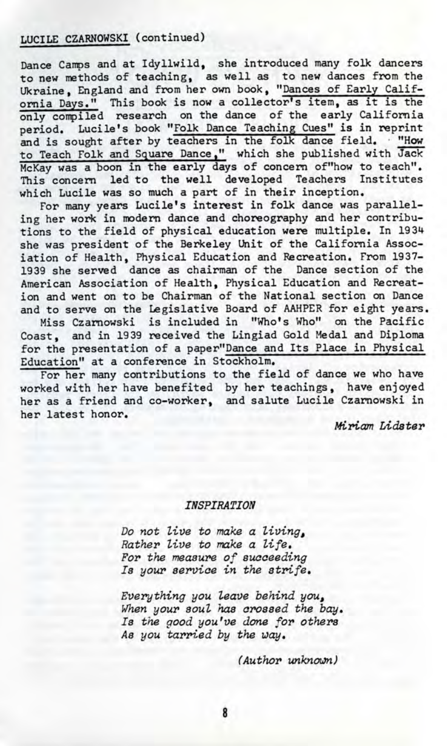LUCILE CZARNOWSKI (continued)

Dance Camps and at Idyllwild, she introduced many folk dancers to new methods of teaching, as well as to new dances from the Ukraine, England and from her own book, "Dances of Early California Days." This book is now a collector's item, as it is the only compiled research on the dance of the early California period. Lucile's book "Folk Dance Teaching Cues" is in reprint and is sought after by teachers in the folk dance field. "How to Teach Folk and Square Dance," which she published with Jack McKay was a boon in the early days of concern of"how to teach". This concern led to the well developed Teachers Institutes which Lucile was so much a part of in their inception.

For many years Lucile's interest in folk dance was paralleling her work in modern dance and choreography and her contributions to the field of physical education were multiple. In 1934 she was president of the Berkeley Unit of the California Association of Health, Physical Education and Recreation. From 1937-1939 she served dance as chairman of the Dance section of the American Association of Health, Physical Education and Recreation and went on to be Chairman of the National section on Dance and to serve on the Legislative Board of AAHPER for eight years.

Miss Czarnowski is included in "Who's Who" on the Pacific Coast, and in 1939 received the Lingiad Gold Medal and Diploma for the presentation of a paper"Dance and Its Place in Physical Education" at a conference in Stockholm.

For her many contributions to the field of dance we who have worked with her have benefited by her teachings, have enjoyed her as a friend and co-worker, and salute Lucile Czarnowski in her latest honor.

*Miriam Lidster*

*INSPIRATION*

*Do not live to make a living,*  
*Rather live to make a life.*  
*For the measure of succeeding*  
*Is your service in the strife.*

*Everything you leave behind you,*  
*When your soul has crossed the bay.*  
*Is the good you've done for others*  
*As you tarried by the way.*

*(Author unknown)*